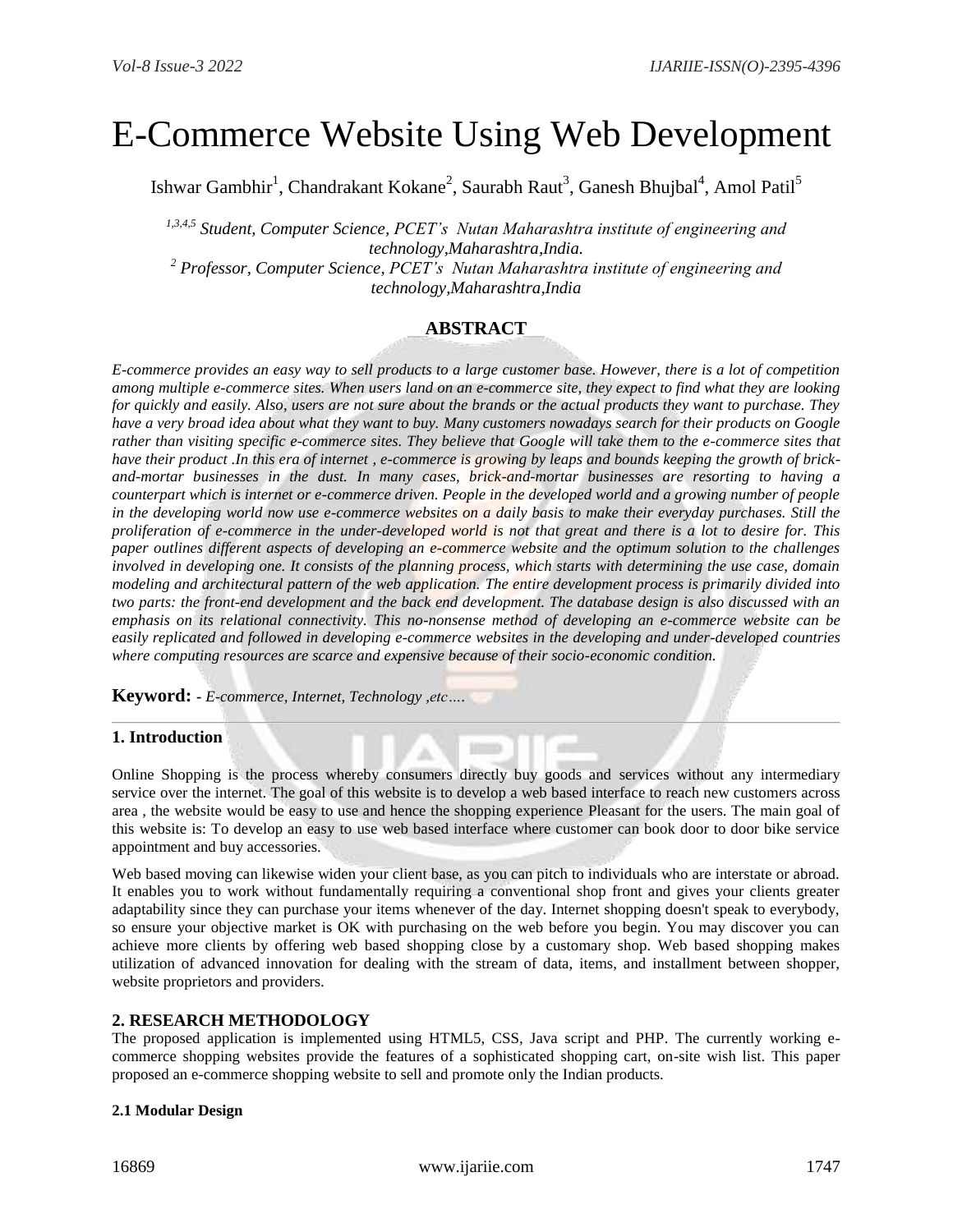# E-Commerce Website Using Web Development

Ishwar Gambhir[1], Chandrakant Kokane[2], Saurabh Raut[3], Ganesh Bhujbal[4], Amol Patil[5]

*[1,3,4,5] Student, Computer Science, PCET's Nutan Maharashtra institute of engineering and technology,Maharashtra,India.*
*[2] Professor, Computer Science, PCET's Nutan Maharashtra institute of engineering and technology,Maharashtra,India*

## ABSTRACT

*E-commerce provides an easy way to sell products to a large customer base. However, there is a lot of competition among multiple e-commerce sites. When users land on an e-commerce site, they expect to find what they are looking for quickly and easily. Also, users are not sure about the brands or the actual products they want to purchase. They have a very broad idea about what they want to buy. Many customers nowadays search for their products on Google rather than visiting specific e-commerce sites. They believe that Google will take them to the e-commerce sites that have their product .In this era of internet , e-commerce is growing by leaps and bounds keeping the growth of brick-and-mortar businesses in the dust. In many cases, brick-and-mortar businesses are resorting to having a counterpart which is internet or e-commerce driven. People in the developed world and a growing number of people in the developing world now use e-commerce websites on a daily basis to make their everyday purchases. Still the proliferation of e-commerce in the under-developed world is not that great and there is a lot to desire for. This paper outlines different aspects of developing an e-commerce website and the optimum solution to the challenges involved in developing one. It consists of the planning process, which starts with determining the use case, domain modeling and architectural pattern of the web application. The entire development process is primarily divided into two parts: the front-end development and the back end development. The database design is also discussed with an emphasis on its relational connectivity. This no-nonsense method of developing an e-commerce website can be easily replicated and followed in developing e-commerce websites in the developing and under-developed countries where computing resources are scarce and expensive because of their socio-economic condition.*

**Keyword: -** *E-commerce, Internet, Technology ,etc….*

## 1. Introduction

Online Shopping is the process whereby consumers directly buy goods and services without any intermediary service over the internet. The goal of this website is to develop a web based interface to reach new customers across area , the website would be easy to use and hence the shopping experience Pleasant for the users. The main goal of this website is: To develop an easy to use web based interface where customer can book door to door bike service appointment and buy accessories.

Web based moving can likewise widen your client base, as you can pitch to individuals who are interstate or abroad. It enables you to work without fundamentally requiring a conventional shop front and gives your clients greater adaptability since they can purchase your items whenever of the day. Internet shopping doesn't speak to everybody, so ensure your objective market is OK with purchasing on the web before you begin. You may discover you can achieve more clients by offering web based shopping close by a customary shop. Web based shopping makes utilization of advanced innovation for dealing with the stream of data, items, and installment between shopper, website proprietors and providers.

## 2. RESEARCH METHODOLOGY

The proposed application is implemented using HTML5, CSS, Java script and PHP. The currently working e-commerce shopping websites provide the features of a sophisticated shopping cart, on-site wish list. This paper proposed an e-commerce shopping website to sell and promote only the Indian products.

#### 2.1 Modular Design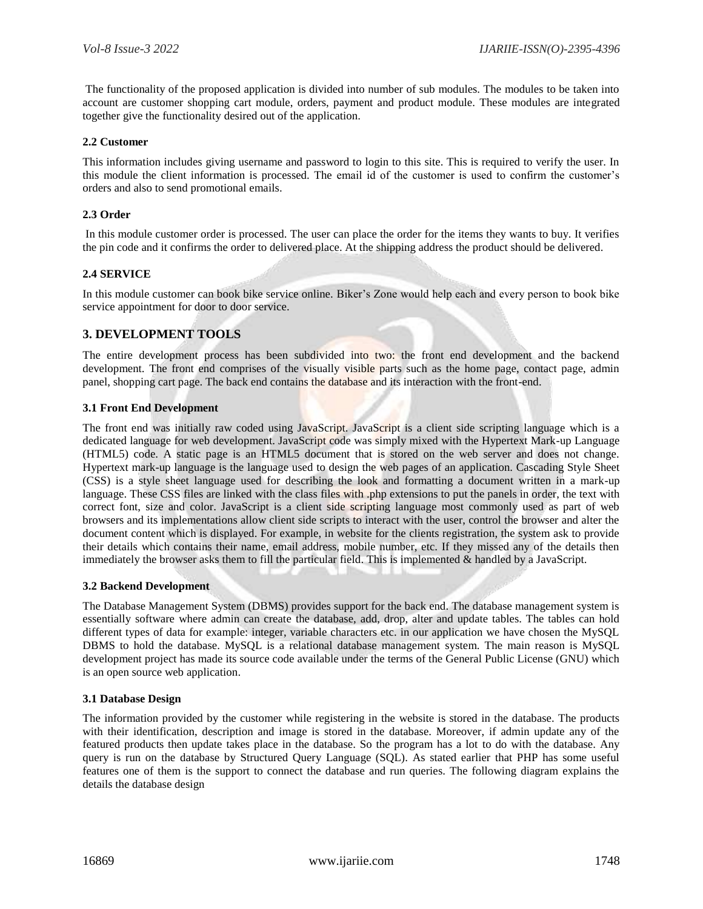The functionality of the proposed application is divided into number of sub modules. The modules to be taken into account are customer shopping cart module, orders, payment and product module. These modules are integrated together give the functionality desired out of the application.

### 2.2 Customer

This information includes giving username and password to login to this site. This is required to verify the user. In this module the client information is processed. The email id of the customer is used to confirm the customer's orders and also to send promotional emails.

### 2.3 Order

In this module customer order is processed. The user can place the order for the items they wants to buy. It verifies the pin code and it confirms the order to delivered place. At the shipping address the product should be delivered.

### 2.4 SERVICE

In this module customer can book bike service online. Biker's Zone would help each and every person to book bike service appointment for door to door service.

## 3. DEVELOPMENT TOOLS

The entire development process has been subdivided into two: the front end development and the backend development. The front end comprises of the visually visible parts such as the home page, contact page, admin panel, shopping cart page. The back end contains the database and its interaction with the front-end.

### 3.1 Front End Development

The front end was initially raw coded using JavaScript. JavaScript is a client side scripting language which is a dedicated language for web development. JavaScript code was simply mixed with the Hypertext Mark-up Language (HTML5) code. A static page is an HTML5 document that is stored on the web server and does not change. Hypertext mark-up language is the language used to design the web pages of an application. Cascading Style Sheet (CSS) is a style sheet language used for describing the look and formatting a document written in a mark-up language. These CSS files are linked with the class files with .php extensions to put the panels in order, the text with correct font, size and color. JavaScript is a client side scripting language most commonly used as part of web browsers and its implementations allow client side scripts to interact with the user, control the browser and alter the document content which is displayed. For example, in website for the clients registration, the system ask to provide their details which contains their name, email address, mobile number, etc. If they missed any of the details then immediately the browser asks them to fill the particular field. This is implemented & handled by a JavaScript.

### 3.2 Backend Development

The Database Management System (DBMS) provides support for the back end. The database management system is essentially software where admin can create the database, add, drop, alter and update tables. The tables can hold different types of data for example: integer, variable characters etc. in our application we have chosen the MySQL DBMS to hold the database. MySQL is a relational database management system. The main reason is MySQL development project has made its source code available under the terms of the General Public License (GNU) which is an open source web application.

### 3.1 Database Design

The information provided by the customer while registering in the website is stored in the database. The products with their identification, description and image is stored in the database. Moreover, if admin update any of the featured products then update takes place in the database. So the program has a lot to do with the database. Any query is run on the database by Structured Query Language (SQL). As stated earlier that PHP has some useful features one of them is the support to connect the database and run queries. The following diagram explains the details the database design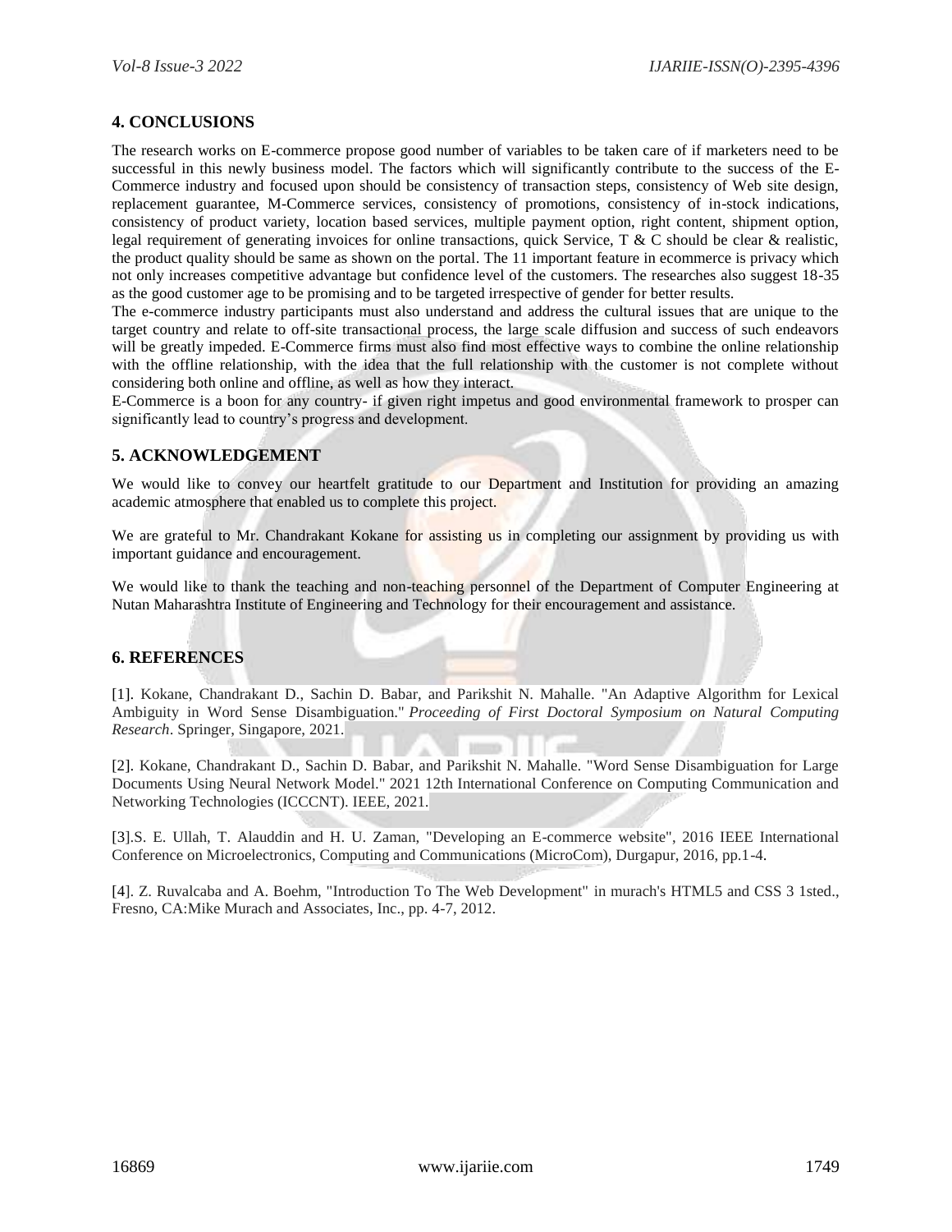## 4. CONCLUSIONS

The research works on E-commerce propose good number of variables to be taken care of if marketers need to be successful in this newly business model. The factors which will significantly contribute to the success of the E-Commerce industry and focused upon should be consistency of transaction steps, consistency of Web site design, replacement guarantee, M-Commerce services, consistency of promotions, consistency of in-stock indications, consistency of product variety, location based services, multiple payment option, right content, shipment option, legal requirement of generating invoices for online transactions, quick Service, T & C should be clear & realistic, the product quality should be same as shown on the portal. The 11 important feature in ecommerce is privacy which not only increases competitive advantage but confidence level of the customers. The researches also suggest 18-35 as the good customer age to be promising and to be targeted irrespective of gender for better results.

The e-commerce industry participants must also understand and address the cultural issues that are unique to the target country and relate to off-site transactional process, the large scale diffusion and success of such endeavors will be greatly impeded. E-Commerce firms must also find most effective ways to combine the online relationship with the offline relationship, with the idea that the full relationship with the customer is not complete without considering both online and offline, as well as how they interact.

E-Commerce is a boon for any country- if given right impetus and good environmental framework to prosper can significantly lead to country's progress and development.

## 5. ACKNOWLEDGEMENT

We would like to convey our heartfelt gratitude to our Department and Institution for providing an amazing academic atmosphere that enabled us to complete this project.

We are grateful to Mr. Chandrakant Kokane for assisting us in completing our assignment by providing us with important guidance and encouragement.

We would like to thank the teaching and non-teaching personnel of the Department of Computer Engineering at Nutan Maharashtra Institute of Engineering and Technology for their encouragement and assistance.

## 6. REFERENCES

[1]. Kokane, Chandrakant D., Sachin D. Babar, and Parikshit N. Mahalle. "An Adaptive Algorithm for Lexical Ambiguity in Word Sense Disambiguation." *Proceeding of First Doctoral Symposium on Natural Computing Research*. Springer, Singapore, 2021.

[2]. Kokane, Chandrakant D., Sachin D. Babar, and Parikshit N. Mahalle. "Word Sense Disambiguation for Large Documents Using Neural Network Model." 2021 12th International Conference on Computing Communication and Networking Technologies (ICCCNT). IEEE, 2021.

[3].S. E. Ullah, T. Alauddin and H. U. Zaman, "Developing an E-commerce website", 2016 IEEE International Conference on Microelectronics, Computing and Communications (MicroCom), Durgapur, 2016, pp.1-4.

[4]. Z. Ruvalcaba and A. Boehm, "Introduction To The Web Development" in murach's HTML5 and CSS 3 1sted., Fresno, CA:Mike Murach and Associates, Inc., pp. 4-7, 2012.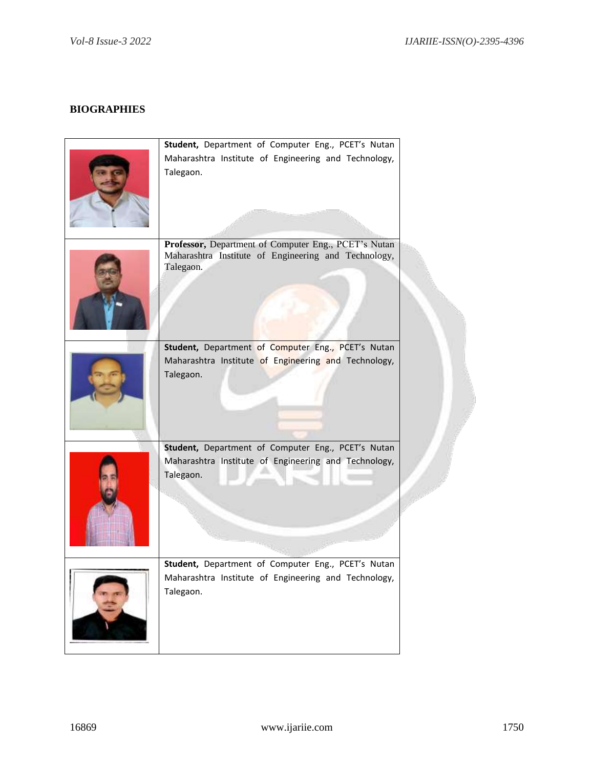## BIOGRAPHIES

| | |
|---|---|
| | **Student,** Department of Computer Eng., PCET's Nutan Maharashtra Institute of Engineering and Technology, Talegaon. |
| | **Professor,** Department of Computer Eng., PCET's Nutan Maharashtra Institute of Engineering and Technology, Talegaon. |
| | **Student,** Department of Computer Eng., PCET's Nutan Maharashtra Institute of Engineering and Technology, Talegaon. |
| | **Student,** Department of Computer Eng., PCET's Nutan Maharashtra Institute of Engineering and Technology, Talegaon. |
| | **Student,** Department of Computer Eng., PCET's Nutan Maharashtra Institute of Engineering and Technology, Talegaon. |